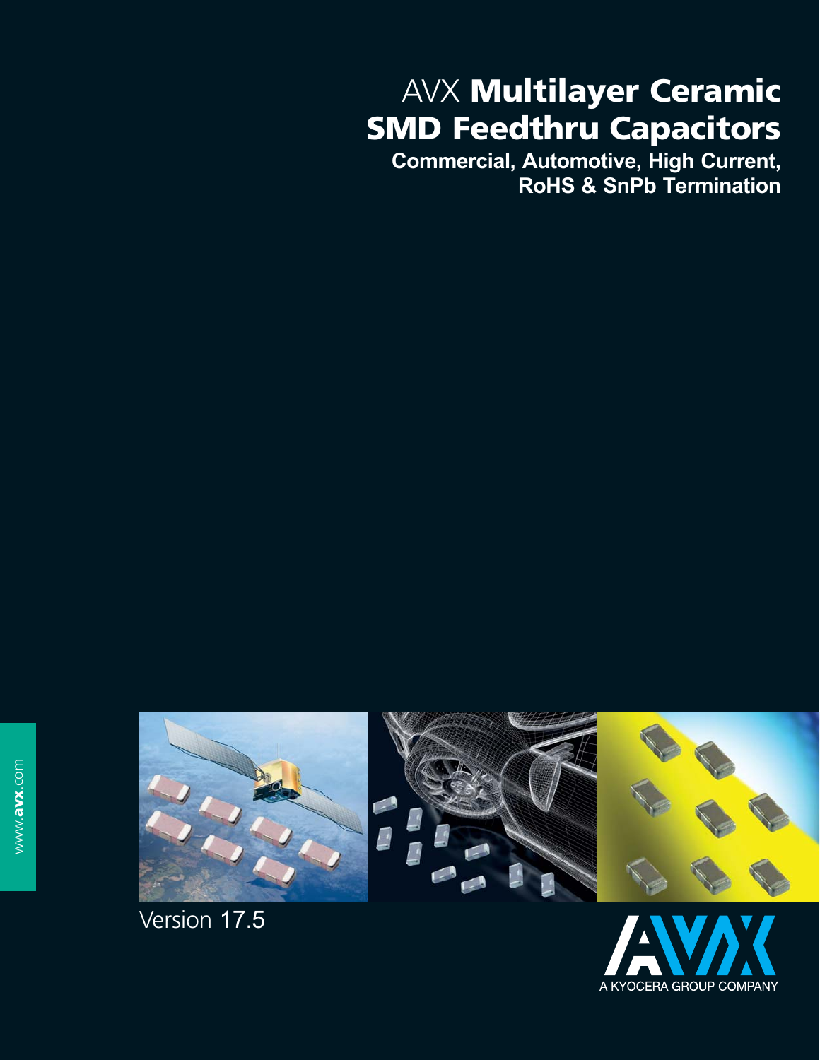# AVX Multilayer Ceramic SMD Feedthru Capacitors

## Commercial, Automotive, High Current, RoHS & SnPb Termination

www.avx.com

Version 17.5

A KYOCERA GROUP COMPANY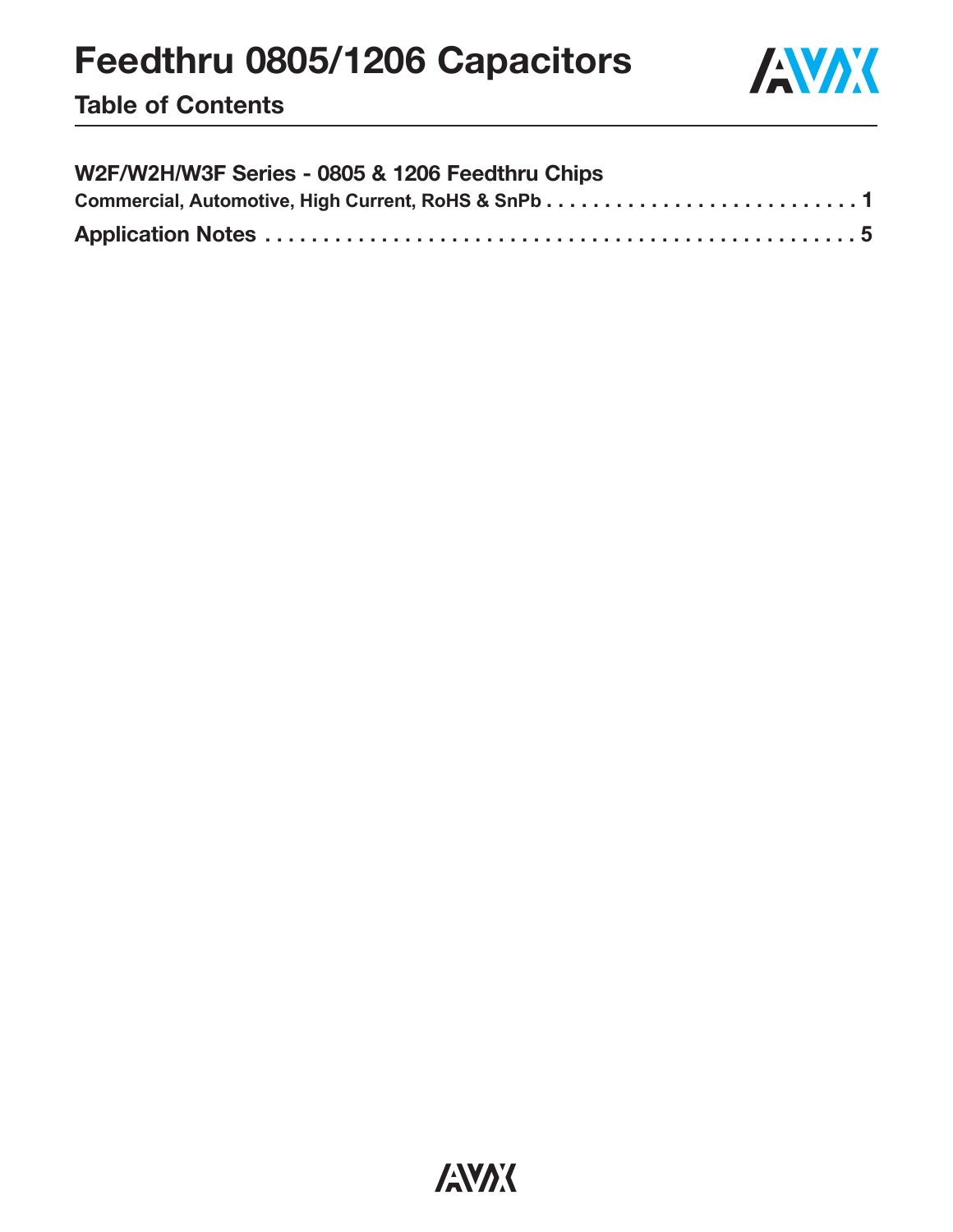# Feedthru 0805/1206 Capacitors

## Table of Contents

**W2F/W2H/W3F Series - 0805 & 1206 Feedthru Chips**

**Commercial, Automotive, High Current, RoHS & SnPb . . . . . . . . . . . . . . . . . . . . . . . . . . . . 1**

**Application Notes . . . . . . . . . . . . . . . . . . . . . . . . . . . . . . . . . . . . . . . . . . . . . . . . 5**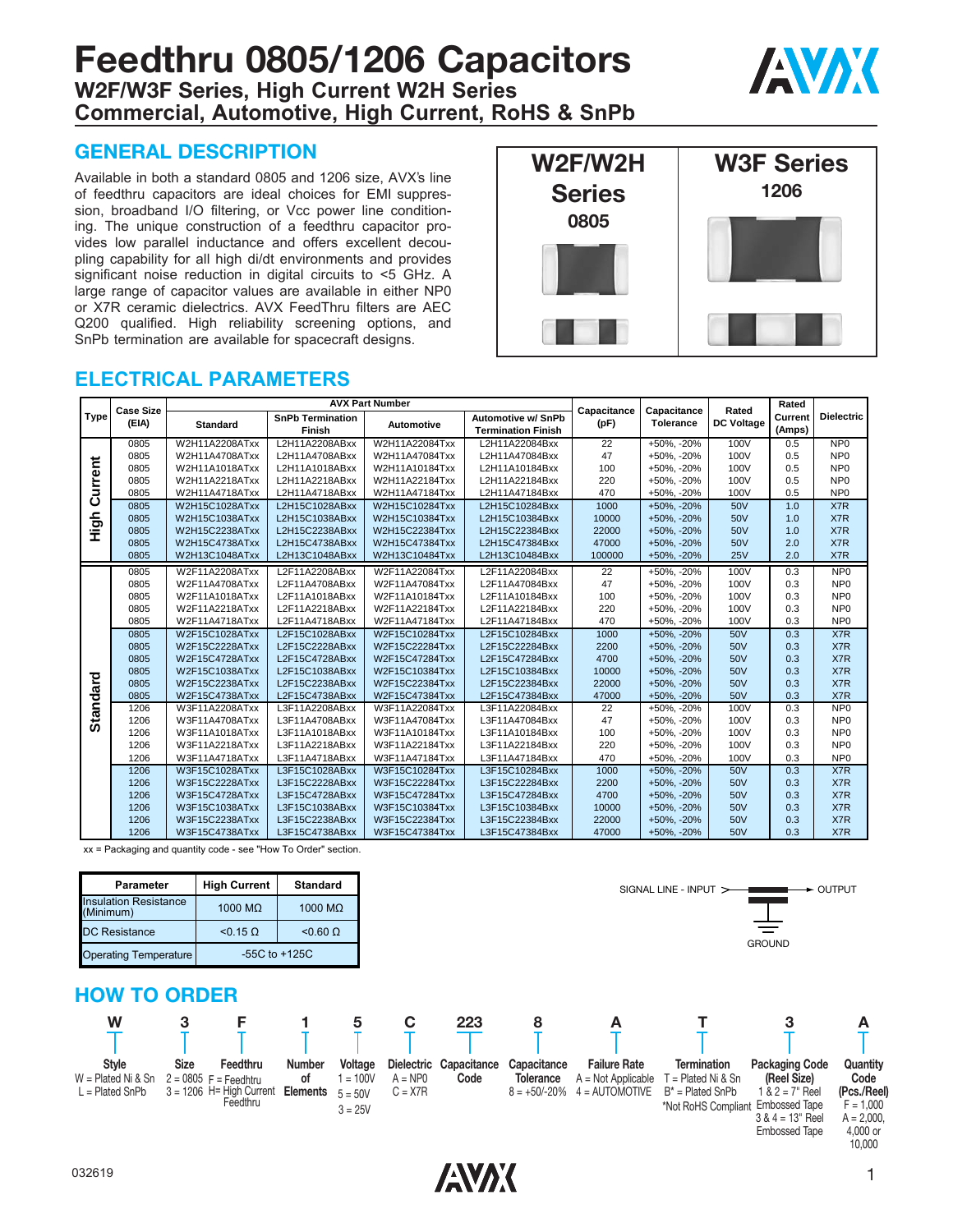# Feedthru 0805/1206 Capacitors

**W2F/W3F Series, High Current W2H Series**
**Commercial, Automotive, High Current, RoHS & SnPb**

## GENERAL DESCRIPTION

Available in both a standard 0805 and 1206 size, AVX's line of feedthru capacitors are ideal choices for EMI suppression, broadband I/O filtering, or Vcc power line conditioning. The unique construction of a feedthru capacitor provides low parallel inductance and offers excellent decoupling capability for all high di/dt environments and provides significant noise reduction in digital circuits to <5 GHz. A large range of capacitor values are available in either NP0 or X7R ceramic dielectrics. AVX FeedThru filters are AEC Q200 qualified. High reliability screening options, and SnPb termination are available for spacecraft designs.

| W2F/W2H Series 0805 | W3F Series 1206 |
|---|---|

## ELECTRICAL PARAMETERS

| Type | Case Size (EIA) | AVX Part Number: Standard | SnPb Termination Finish | Automotive | Automotive w/ SnPb Termination Finish | Capacitance (pF) | Capacitance Tolerance | Rated DC Voltage | Rated Current (Amps) | Dielectric |
|---|---|---|---|---|---|---|---|---|---|---|
| High Current | 0805 | W2H11A2208ATxx | L2H11A2208ABxx | W2H11A22084Txx | L2H11A22084Bxx | 22 | +50%, -20% | 100V | 0.5 | NP0 |
| | 0805 | W2H11A4708ATxx | L2H11A4708ABxx | W2H11A47084Txx | L2H11A47084Bxx | 47 | +50%, -20% | 100V | 0.5 | NP0 |
| | 0805 | W2H11A1018ATxx | L2H11A1018ABxx | W2H11A10184Txx | L2H11A10184Bxx | 100 | +50%, -20% | 100V | 0.5 | NP0 |
| | 0805 | W2H11A2218ATxx | L2H11A2218ABxx | W2H11A22184Txx | L2H11A22184Bxx | 220 | +50%, -20% | 100V | 0.5 | NP0 |
| | 0805 | W2H11A4718ATxx | L2H11A4718ABxx | W2H11A47184Txx | L2H11A47184Bxx | 470 | +50%, -20% | 100V | 0.5 | NP0 |
| | 0805 | W2H15C1028ATxx | L2H15C1028ABxx | W2H15C10284Txx | L2H15C10284Bxx | 1000 | +50%, -20% | 50V | 1.0 | X7R |
| | 0805 | W2H15C1038ATxx | L2H15C1038ABxx | W2H15C10384Txx | L2H15C10384Bxx | 10000 | +50%, -20% | 50V | 1.0 | X7R |
| | 0805 | W2H15C2238ATxx | L2H15C2238ABxx | W2H15C22384Txx | L2H15C22384Bxx | 22000 | +50%, -20% | 50V | 1.0 | X7R |
| | 0805 | W2H15C4738ATxx | L2H15C4738ABxx | W2H15C47384Txx | L2H15C47384Bxx | 47000 | +50%, -20% | 50V | 2.0 | X7R |
| | 0805 | W2H13C1048ATxx | L2H13C1048ABxx | W2H13C10484Txx | L2H13C10484Bxx | 100000 | +50%, -20% | 25V | 2.0 | X7R |
| Standard | 0805 | W2F11A2208ATxx | L2F11A2208ABxx | W2F11A22084Txx | L2F11A22084Bxx | 22 | +50%, -20% | 100V | 0.3 | NP0 |
| | 0805 | W2F11A4708ATxx | L2F11A4708ABxx | W2F11A47084Txx | L2F11A47084Bxx | 47 | +50%, -20% | 100V | 0.3 | NP0 |
| | 0805 | W2F11A1018ATxx | L2F11A1018ABxx | W2F11A10184Txx | L2F11A10184Bxx | 100 | +50%, -20% | 100V | 0.3 | NP0 |
| | 0805 | W2F11A2218ATxx | L2F11A2218ABxx | W2F11A22184Txx | L2F11A22184Bxx | 220 | +50%, -20% | 100V | 0.3 | NP0 |
| | 0805 | W2F11A4718ATxx | L2F11A4718ABxx | W2F11A47184Txx | L2F11A47184Bxx | 470 | +50%, -20% | 100V | 0.3 | NP0 |
| | 0805 | W2F15C1028ATxx | L2F15C1028ABxx | W2F15C10284Txx | L2F15C10284Bxx | 1000 | +50%, -20% | 50V | 0.3 | X7R |
| | 0805 | W2F15C2228ATxx | L2F15C2228ABxx | W2F15C22284Txx | L2F15C22284Bxx | 2200 | +50%, -20% | 50V | 0.3 | X7R |
| | 0805 | W2F15C4728ATxx | L2F15C4728ABxx | W2F15C47284Txx | L2F15C47284Bxx | 4700 | +50%, -20% | 50V | 0.3 | X7R |
| | 0805 | W2F15C1038ATxx | L2F15C1038ABxx | W2F15C10384Txx | L2F15C10384Bxx | 10000 | +50%, -20% | 50V | 0.3 | X7R |
| | 0805 | W2F15C2238ATxx | L2F15C2238ABxx | W2F15C22384Txx | L2F15C22384Bxx | 22000 | +50%, -20% | 50V | 0.3 | X7R |
| | 0805 | W2F15C4738ATxx | L2F15C4738ABxx | W2F15C47384Txx | L2F15C47384Bxx | 47000 | +50%, -20% | 50V | 0.3 | X7R |
| | 1206 | W3F11A2208ATxx | L3F11A2208ABxx | W3F11A22084Txx | L3F11A22084Bxx | 22 | +50%, -20% | 100V | 0.3 | NP0 |
| | 1206 | W3F11A4708ATxx | L3F11A4708ABxx | W3F11A47084Txx | L3F11A47084Bxx | 47 | +50%, -20% | 100V | 0.3 | NP0 |
| | 1206 | W3F11A1018ATxx | L3F11A1018ABxx | W3F11A10184Txx | L3F11A10184Bxx | 100 | +50%, -20% | 100V | 0.3 | NP0 |
| | 1206 | W3F11A2218ATxx | L3F11A2218ABxx | W3F11A22184Txx | L3F11A22184Bxx | 220 | +50%, -20% | 100V | 0.3 | NP0 |
| | 1206 | W3F11A4718ATxx | L3F11A4718ABxx | W3F11A47184Txx | L3F11A47184Bxx | 470 | +50%, -20% | 100V | 0.3 | NP0 |
| | 1206 | W3F15C1028ATxx | L3F15C1028ABxx | W3F15C10284Txx | L3F15C10284Bxx | 1000 | +50%, -20% | 50V | 0.3 | X7R |
| | 1206 | W3F15C2228ATxx | L3F15C2228ABxx | W3F15C22284Txx | L3F15C22284Bxx | 2200 | +50%, -20% | 50V | 0.3 | X7R |
| | 1206 | W3F15C4728ATxx | L3F15C4728ABxx | W3F15C47284Txx | L3F15C47284Bxx | 4700 | +50%, -20% | 50V | 0.3 | X7R |
| | 1206 | W3F15C1038ATxx | L3F15C1038ABxx | W3F15C10384Txx | L3F15C10384Bxx | 10000 | +50%, -20% | 50V | 0.3 | X7R |
| | 1206 | W3F15C2238ATxx | L3F15C2238ABxx | W3F15C22384Txx | L3F15C22384Bxx | 22000 | +50%, -20% | 50V | 0.3 | X7R |
| | 1206 | W3F15C4738ATxx | L3F15C4738ABxx | W3F15C47384Txx | L3F15C47384Bxx | 47000 | +50%, -20% | 50V | 0.3 | X7R |

xx = Packaging and quantity code - see "How To Order" section.

| Parameter | High Current | Standard |
|---|---|---|
| Insulation Resistance (Minimum) | 1000 MΩ | 1000 MΩ |
| DC Resistance | <0.15 Ω | <0.60 Ω |
| Operating Temperature | -55C to +125C | |

SIGNAL LINE - INPUT → OUTPUT

GROUND

## HOW TO ORDER

| W | 3 | F | 1 | 5 | C | 223 | 8 | A | T | 3 | A |
|---|---|---|---|---|---|---|---|---|---|---|---|
| **Style** | **Size** | **Feedthru** | **Number of Elements** | **Voltage** | **Dielectric** | **Capacitance Code** | **Capacitance Tolerance** | **Failure Rate** | **Termination** | **Packaging Code (Reel Size)** | **Quantity Code (Pcs./Reel)** |
| W = Plated Ni & Sn<br>L = Plated SnPb | 2 = 0805<br>3 = 1206 | F = Feedthru<br>H= High Current Feedthru | | 1 = 100V<br>5 = 50V<br>3 = 25V | A = NP0<br>C = X7R | | 8 = +50/-20% | A = Not Applicable<br>4 = AUTOMOTIVE | T = Plated Ni & Sn<br>B* = Plated SnPb<br>*Not RoHS Compliant | 1 & 2 = 7" Reel Embossed Tape<br>3 & 4 = 13" Reel Embossed Tape | F = 1,000<br>A = 2,000, 4,000 or 10,000 |

032619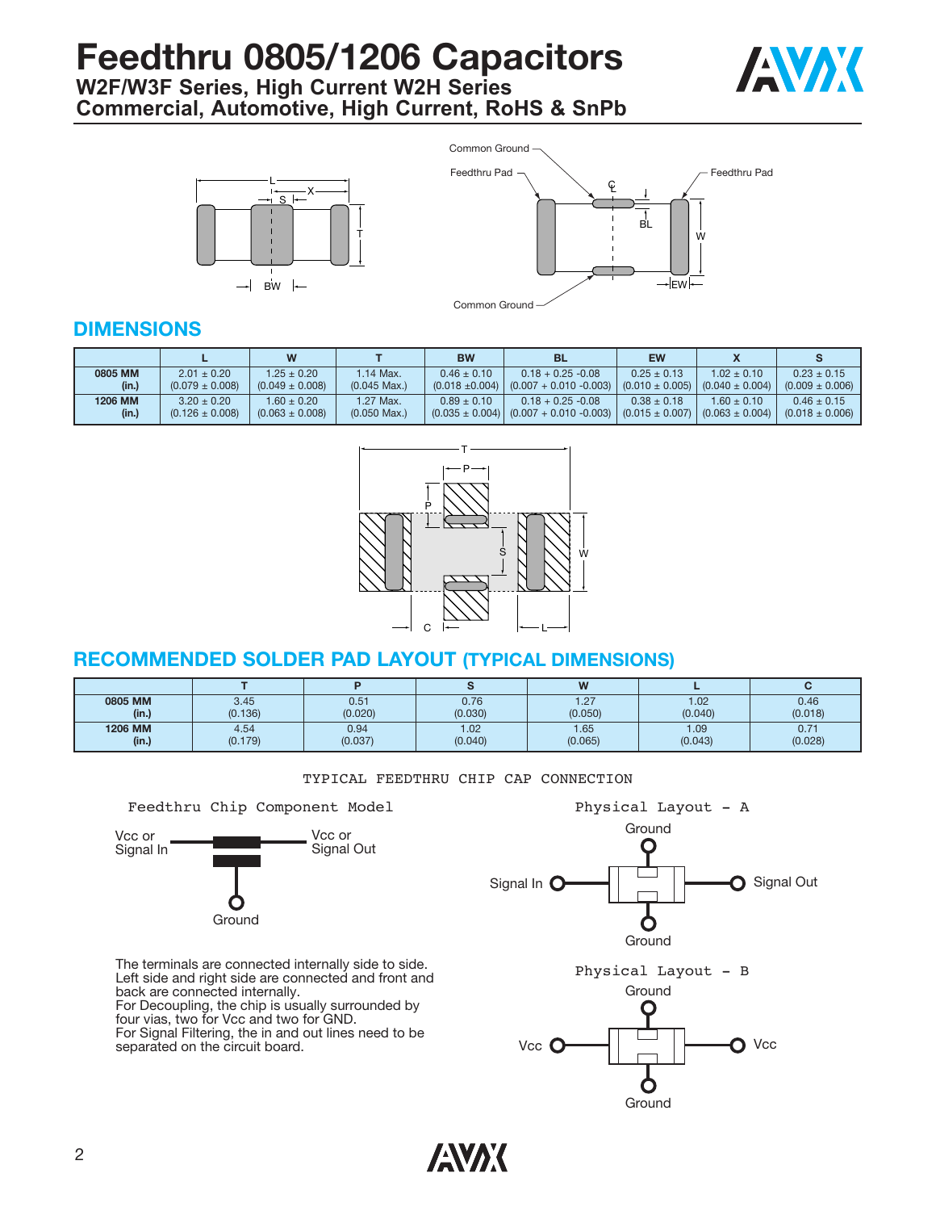# Feedthru 0805/1206 Capacitors

## W2F/W3F Series, High Current W2H Series
## Commercial, Automotive, High Current, RoHS & SnPb

## DIMENSIONS

| | L | W | T | BW | BL | EW | X | S |
|---|---|---|---|---|---|---|---|---|
| 0805 MM (in.) | 2.01 ± 0.20 (0.079 ± 0.008) | 1.25 ± 0.20 (0.049 ± 0.008) | 1.14 Max. (0.045 Max.) | 0.46 ± 0.10 (0.018 ±0.004) | 0.18 + 0.25 -0.08 (0.007 + 0.010 -0.003) | 0.25 ± 0.13 (0.010 ± 0.005) | 1.02 ± 0.10 (0.040 ± 0.004) | 0.23 ± 0.15 (0.009 ± 0.006) |
| 1206 MM (in.) | 3.20 ± 0.20 (0.126 ± 0.008) | 1.60 ± 0.20 (0.063 ± 0.008) | 1.27 Max. (0.050 Max.) | 0.89 ± 0.10 (0.035 ± 0.004) | 0.18 + 0.25 -0.08 (0.007 + 0.010 -0.003) | 0.38 ± 0.18 (0.015 ± 0.007) | 1.60 ± 0.10 (0.063 ± 0.004) | 0.46 ± 0.15 (0.018 ± 0.006) |

## RECOMMENDED SOLDER PAD LAYOUT (TYPICAL DIMENSIONS)

| | T | P | S | W | L | C |
|---|---|---|---|---|---|---|
| 0805 MM (in.) | 3.45 (0.136) | 0.51 (0.020) | 0.76 (0.030) | 1.27 (0.050) | 1.02 (0.040) | 0.46 (0.018) |
| 1206 MM (in.) | 4.54 (0.179) | 0.94 (0.037) | 1.02 (0.040) | 1.65 (0.065) | 1.09 (0.043) | 0.71 (0.028) |

TYPICAL FEEDTHRU CHIP CAP CONNECTION

Feedthru Chip Component Model

Physical Layout - A

Physical Layout - B

The terminals are connected internally side to side. Left side and right side are connected and front and back are connected internally.
For Decoupling, the chip is usually surrounded by four vias, two for Vcc and two for GND.
For Signal Filtering, the in and out lines need to be separated on the circuit board.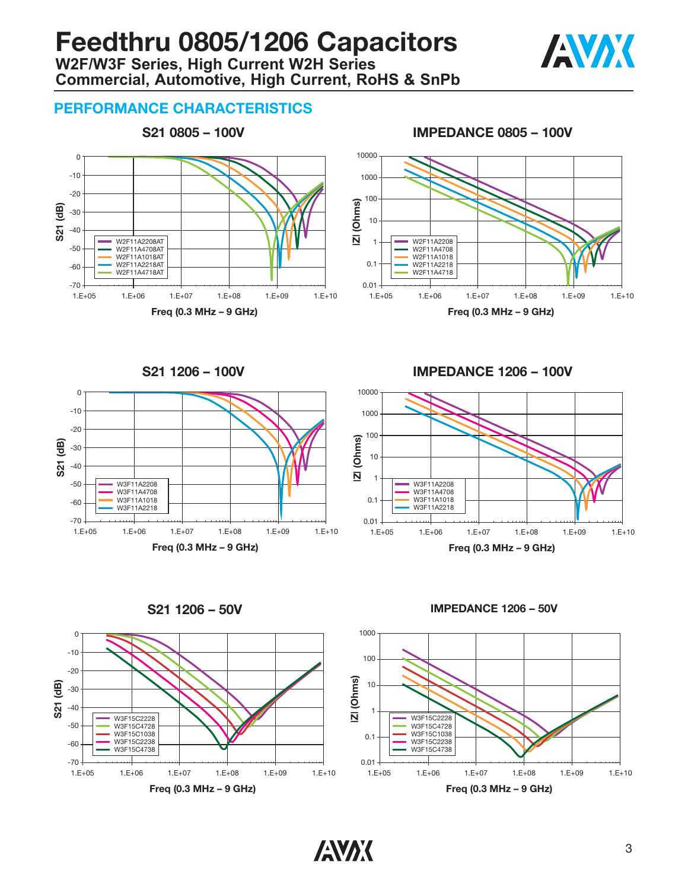# Feedthru 0805/1206 Capacitors

### W2F/W3F Series, High Current W2H Series
### Commercial, Automotive, High Current, RoHS & SnPb

## PERFORMANCE CHARACTERISTICS

**S21 0805 – 100V**

S21 (dB) vs. Freq (0.3 MHz – 9 GHz)

Legend: W2F11A2208AT, W2F11A4708AT, W2F11A1018AT, W2F11A2218AT, W2F11A4718AT

**IMPEDANCE 0805 – 100V**

|Z| (Ohms) vs. Freq (0.3 MHz – 9 GHz)

Legend: W2F11A2208, W2F11A4708, W2F11A1018, W2F11A2218, W2F11A4718

**S21 1206 – 100V**

S21 (dB) vs. Freq (0.3 MHz – 9 GHz)

Legend: W3F11A2208, W3F11A4708, W3F11A1018, W3F11A2218

**IMPEDANCE 1206 – 100V**

|Z| (Ohms) vs. Freq (0.3 MHz – 9 GHz)

Legend: W3F11A2208, W3F11A4708, W3F11A1018, W3F11A2218

**S21 1206 – 50V**

S21 (dB) vs. Freq (0.3 MHz – 9 GHz)

Legend: W3F15C2228, W3F15C4728, W3F15C1038, W3F15C2238, W3F15C4738

**IMPEDANCE 1206 – 50V**

|Z| (Ohms) vs. Freq (0.3 MHz – 9 GHz)

Legend: W3F15C2228, W3F15C4728, W3F15C1038, W3F15C2238, W3F15C4738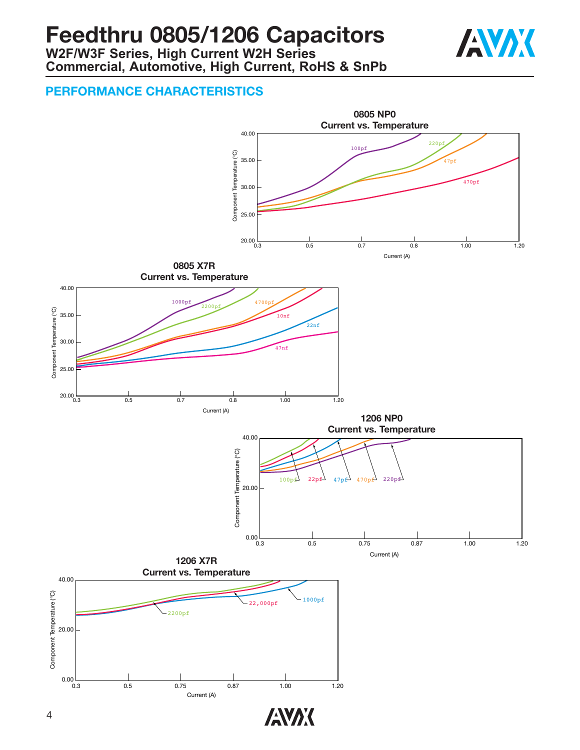# Feedthru 0805/1206 Capacitors

**W2F/W3F Series, High Current W2H Series**
**Commercial, Automotive, High Current, RoHS & SnPb**

## PERFORMANCE CHARACTERISTICS

### 0805 NP0
### Current vs. Temperature

Component Temperature (°C): 20.00, 25.00, 30.00, 35.00, 40.00

Current (A): 0.3, 0.5, 0.7, 0.8, 1.00, 1.20

100pf, 220pf, 47pf, 470pf

### 0805 X7R
### Current vs. Temperature

Component Temperature (°C): 20.00, 25.00, 30.00, 35.00, 40.00

Current (A): 0.3, 0.5, 0.7, 0.8, 1.00, 1.20

1000pf, 2200pf, 4700pf, 10nf, 22nf, 47nf

### 1206 NP0
### Current vs. Temperature

Component Temperature (°C): 0.00, 20.00, 40.00

Current (A): 0.3, 0.5, 0.75, 0.87, 1.00, 1.20

100pf, 22pf, 47pf, 470pf, 220pf

### 1206 X7R
### Current vs. Temperature

Component Temperature (°C): 0.00, 20.00, 40.00

Current (A): 0.3, 0.5, 0.75, 0.87, 1.00, 1.20

1000pf, 22,000pf, 2200pf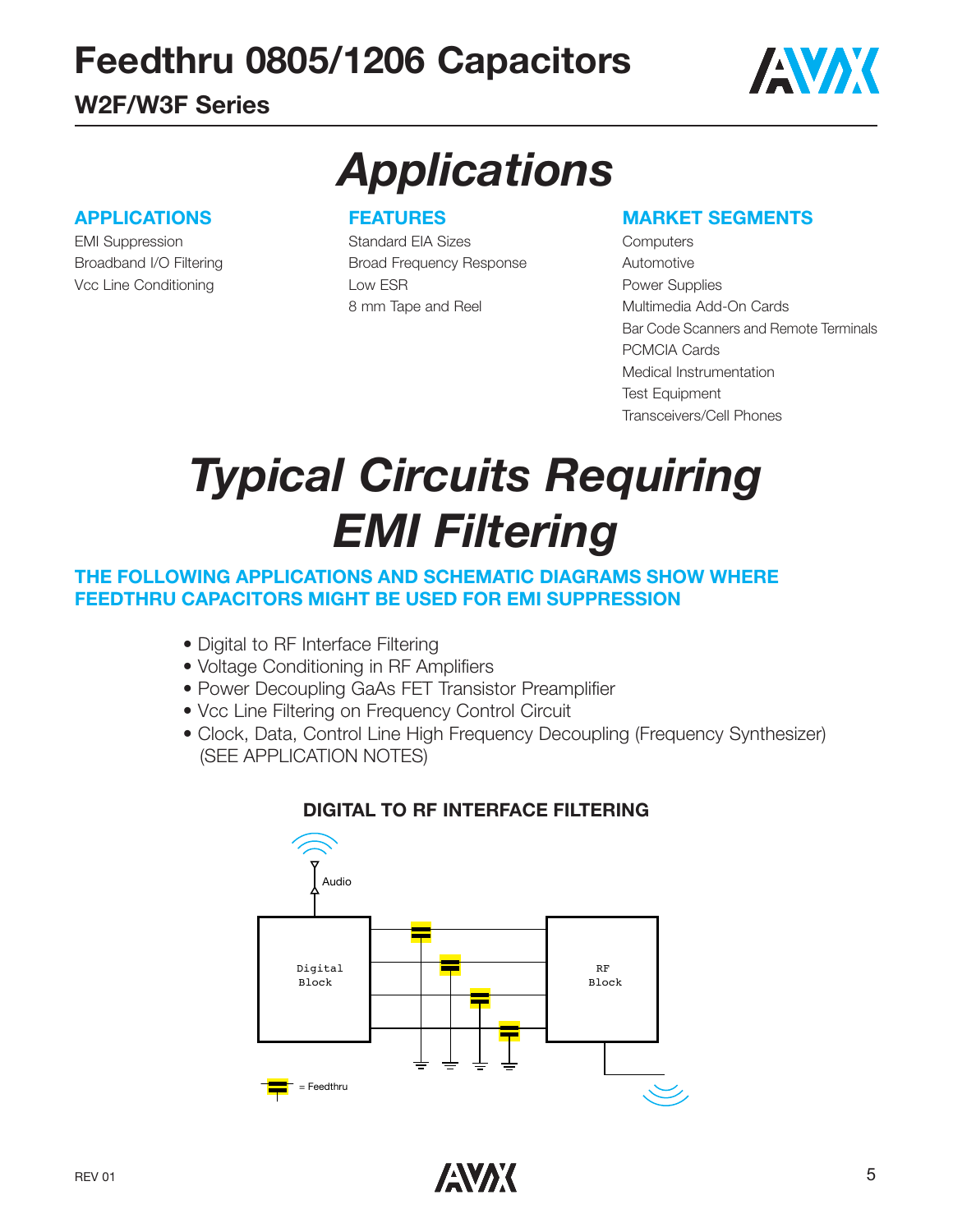# Feedthru 0805/1206 Capacitors

## W2F/W3F Series

# Applications

### APPLICATIONS

EMI Suppression
Broadband I/O Filtering
Vcc Line Conditioning

### FEATURES

Standard EIA Sizes
Broad Frequency Response
Low ESR
8 mm Tape and Reel

### MARKET SEGMENTS

Computers
Automotive
Power Supplies
Multimedia Add-On Cards
Bar Code Scanners and Remote Terminals
PCMCIA Cards
Medical Instrumentation
Test Equipment
Transceivers/Cell Phones

# Typical Circuits Requiring EMI Filtering

### THE FOLLOWING APPLICATIONS AND SCHEMATIC DIAGRAMS SHOW WHERE FEEDTHRU CAPACITORS MIGHT BE USED FOR EMI SUPPRESSION

- Digital to RF Interface Filtering
- Voltage Conditioning in RF Amplifiers
- Power Decoupling GaAs FET Transistor Preamplifier
- Vcc Line Filtering on Frequency Control Circuit
- Clock, Data, Control Line High Frequency Decoupling (Frequency Synthesizer)
  (SEE APPLICATION NOTES)

### DIGITAL TO RF INTERFACE FILTERING

Audio

Digital Block

RF Block

= Feedthru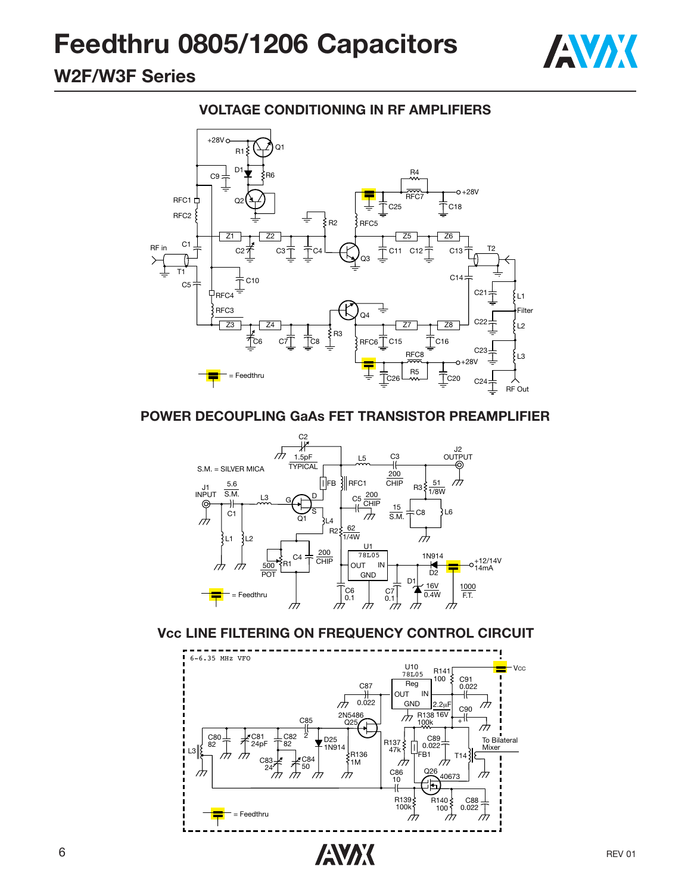# Feedthru 0805/1206 Capacitors

## W2F/W3F Series

### VOLTAGE CONDITIONING IN RF AMPLIFIERS

### POWER DECOUPLING GaAs FET TRANSISTOR PREAMPLIFIER

### Vcc LINE FILTERING ON FREQUENCY CONTROL CIRCUIT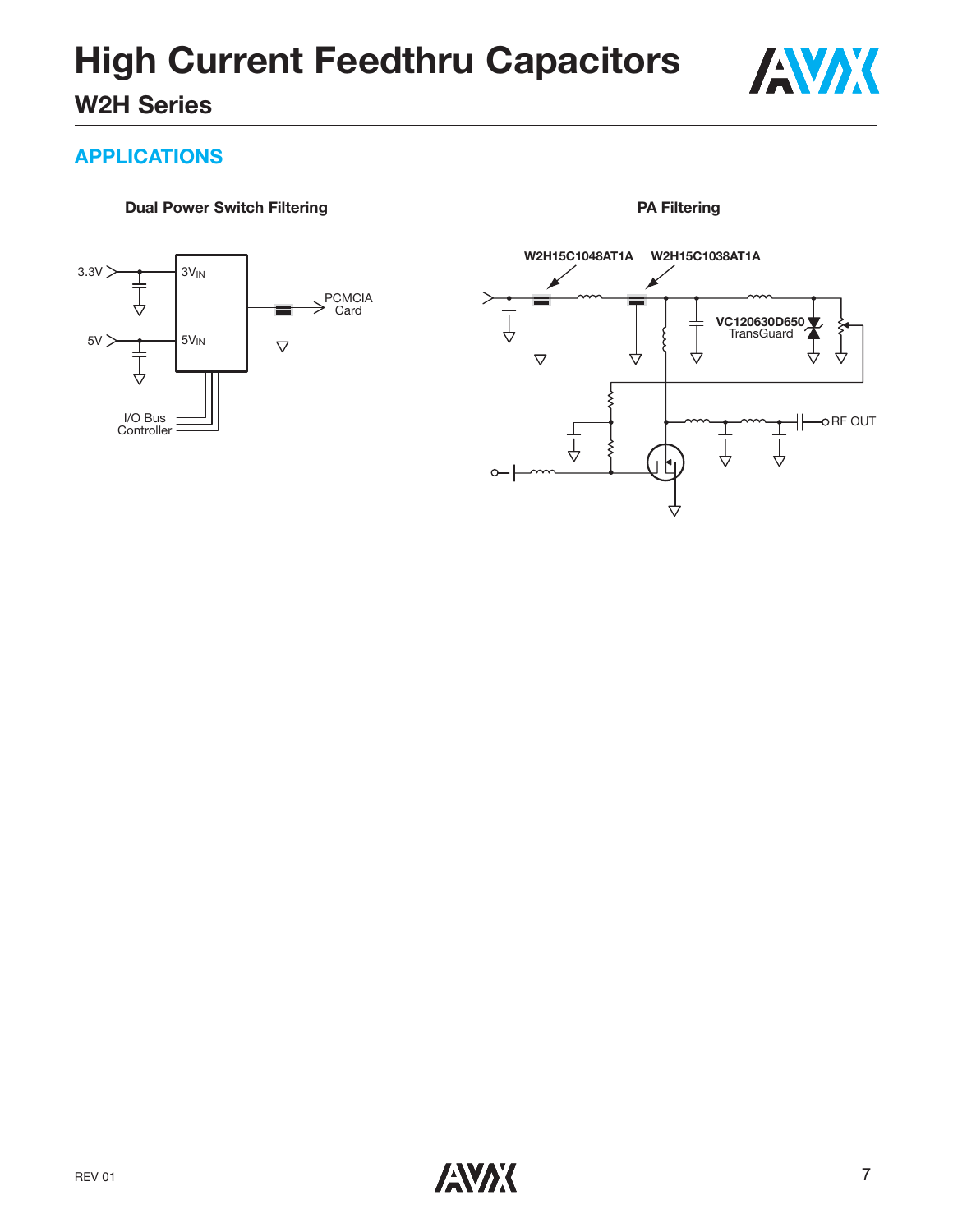## APPLICATIONS

**Dual Power Switch Filtering**

3.3V

$3V_{IN}$

5V

$5V_{IN}$

PCMCIA Card

I/O Bus Controller

**PA Filtering**

**W2H15C1048AT1A**

**W2H15C1038AT1A**

**VC120630D650** TransGuard

RF OUT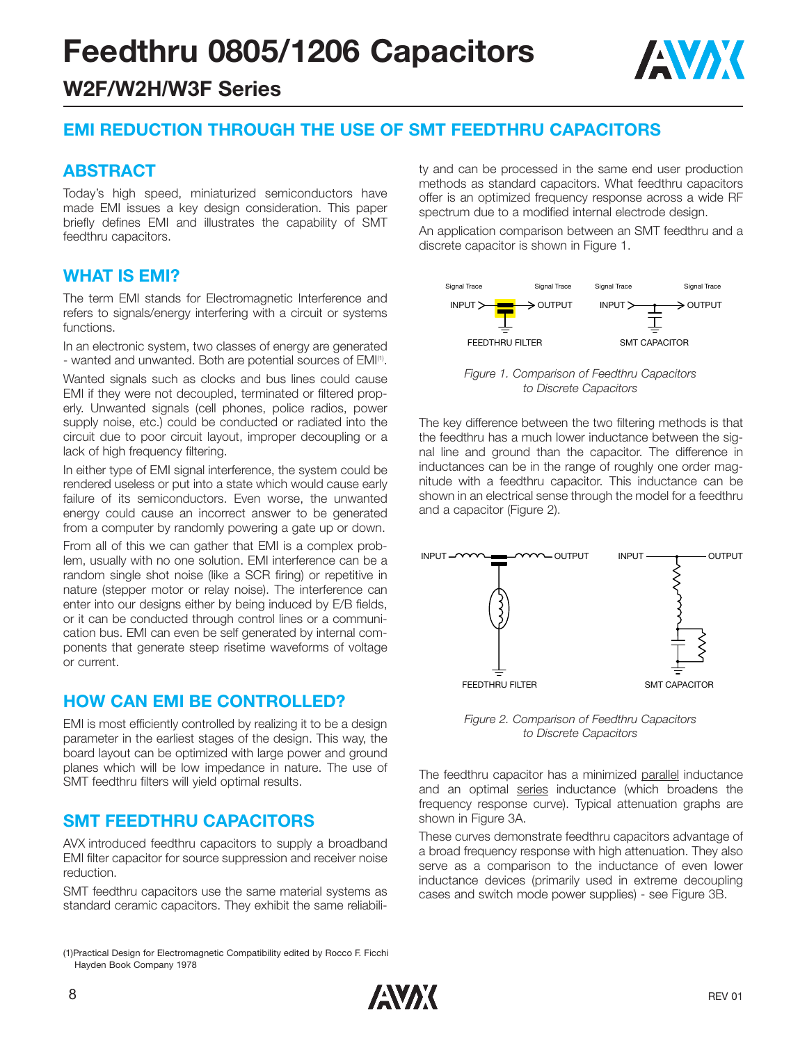# Feedthru 0805/1206 Capacitors

## W2F/W2H/W3F Series

## EMI REDUCTION THROUGH THE USE OF SMT FEEDTHRU CAPACITORS

### ABSTRACT

Today's high speed, miniaturized semiconductors have made EMI issues a key design consideration. This paper briefly defines EMI and illustrates the capability of SMT feedthru capacitors.

### WHAT IS EMI?

The term EMI stands for Electromagnetic Interference and refers to signals/energy interfering with a circuit or systems functions.

In an electronic system, two classes of energy are generated - wanted and unwanted. Both are potential sources of EMI[1].

Wanted signals such as clocks and bus lines could cause EMI if they were not decoupled, terminated or filtered properly. Unwanted signals (cell phones, police radios, power supply noise, etc.) could be conducted or radiated into the circuit due to poor circuit layout, improper decoupling or a lack of high frequency filtering.

In either type of EMI signal interference, the system could be rendered useless or put into a state which would cause early failure of its semiconductors. Even worse, the unwanted energy could cause an incorrect answer to be generated from a computer by randomly powering a gate up or down.

From all of this we can gather that EMI is a complex problem, usually with no one solution. EMI interference can be a random single shot noise (like a SCR firing) or repetitive in nature (stepper motor or relay noise). The interference can enter into our designs either by being induced by E/B fields, or it can be conducted through control lines or a communication bus. EMI can even be self generated by internal components that generate steep risetime waveforms of voltage or current.

### HOW CAN EMI BE CONTROLLED?

EMI is most efficiently controlled by realizing it to be a design parameter in the earliest stages of the design. This way, the board layout can be optimized with large power and ground planes which will be low impedance in nature. The use of SMT feedthru filters will yield optimal results.

### SMT FEEDTHRU CAPACITORS

AVX introduced feedthru capacitors to supply a broadband EMI filter capacitor for source suppression and receiver noise reduction.

SMT feedthru capacitors use the same material systems as standard ceramic capacitors. They exhibit the same reliability and can be processed in the same end user production methods as standard capacitors. What feedthru capacitors offer is an optimized frequency response across a wide RF spectrum due to a modified internal electrode design.

An application comparison between an SMT feedthru and a discrete capacitor is shown in Figure 1.

Signal Trace INPUT > OUTPUT Signal Trace — FEEDTHRU FILTER

Signal Trace INPUT > OUTPUT Signal Trace — SMT CAPACITOR

*Figure 1. Comparison of Feedthru Capacitors to Discrete Capacitors*

The key difference between the two filtering methods is that the feedthru has a much lower inductance between the signal line and ground than the capacitor. The difference in inductances can be in the range of roughly one order magnitude with a feedthru capacitor. This inductance can be shown in an electrical sense through the model for a feedthru and a capacitor (Figure 2).

INPUT — OUTPUT — FEEDTHRU FILTER

INPUT — OUTPUT — SMT CAPACITOR

*Figure 2. Comparison of Feedthru Capacitors to Discrete Capacitors*

The feedthru capacitor has a minimized parallel inductance and an optimal series inductance (which broadens the frequency response curve). Typical attenuation graphs are shown in Figure 3A.

These curves demonstrate feedthru capacitors advantage of a broad frequency response with high attenuation. They also serve as a comparison to the inductance of even lower inductance devices (primarily used in extreme decoupling cases and switch mode power supplies) - see Figure 3B.

(1)Practical Design for Electromagnetic Compatibility edited by Rocco F. Ficchi Hayden Book Company 1978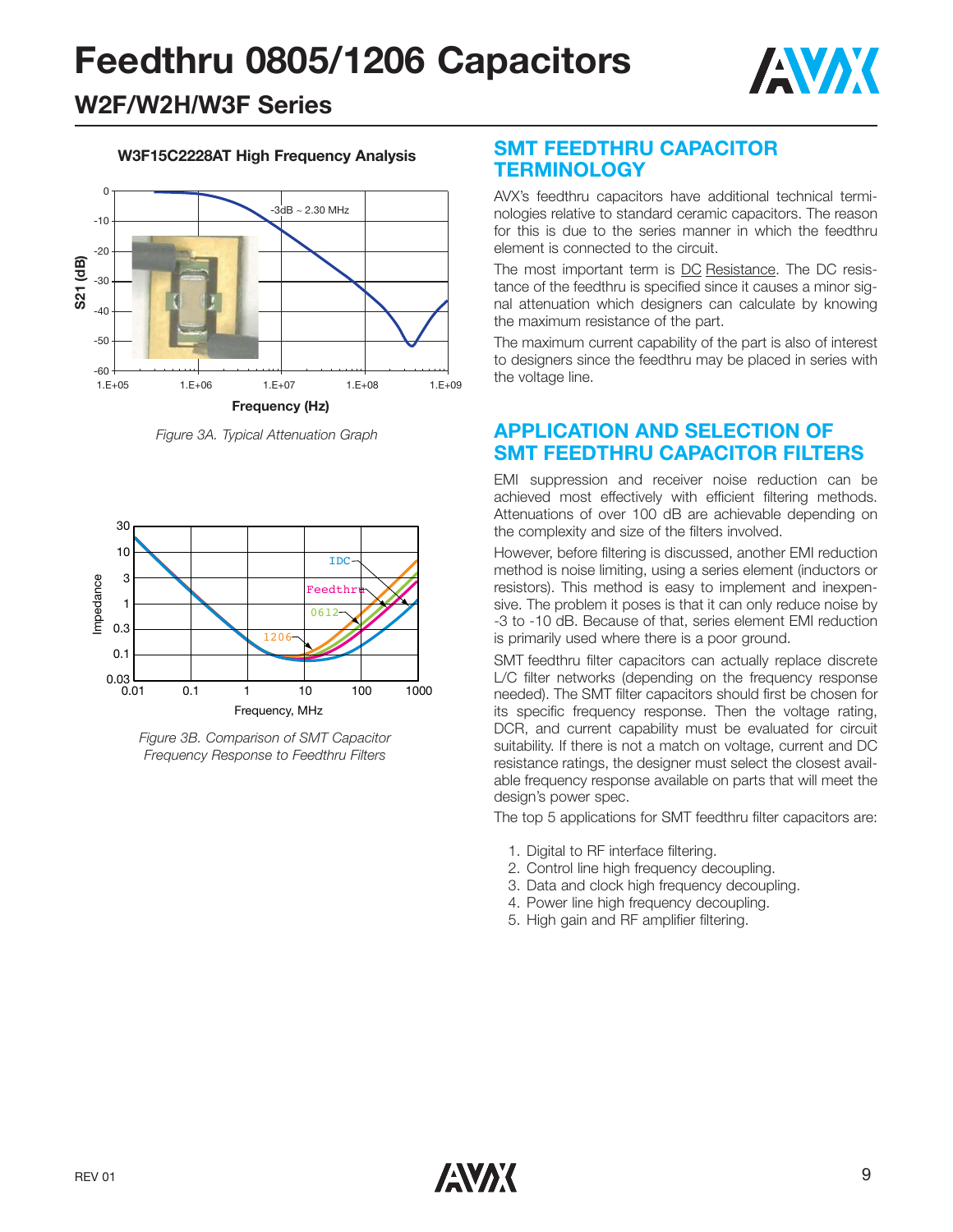# Feedthru 0805/1206 Capacitors

## W2F/W2H/W3F Series

**W3F15C2228AT High Frequency Analysis**

*Figure 3A. Typical Attenuation Graph*

*Figure 3B. Comparison of SMT Capacitor Frequency Response to Feedthru Filters*

## SMT FEEDTHRU CAPACITOR TERMINOLOGY

AVX's feedthru capacitors have additional technical terminologies relative to standard ceramic capacitors. The reason for this is due to the series manner in which the feedthru element is connected to the circuit.

The most important term is DC Resistance. The DC resistance of the feedthru is specified since it causes a minor signal attenuation which designers can calculate by knowing the maximum resistance of the part.

The maximum current capability of the part is also of interest to designers since the feedthru may be placed in series with the voltage line.

## APPLICATION AND SELECTION OF SMT FEEDTHRU CAPACITOR FILTERS

EMI suppression and receiver noise reduction can be achieved most effectively with efficient filtering methods. Attenuations of over 100 dB are achievable depending on the complexity and size of the filters involved.

However, before filtering is discussed, another EMI reduction method is noise limiting, using a series element (inductors or resistors). This method is easy to implement and inexpensive. The problem it poses is that it can only reduce noise by -3 to -10 dB. Because of that, series element EMI reduction is primarily used where there is a poor ground.

SMT feedthru filter capacitors can actually replace discrete L/C filter networks (depending on the frequency response needed). The SMT filter capacitors should first be chosen for its specific frequency response. Then the voltage rating, DCR, and current capability must be evaluated for circuit suitability. If there is not a match on voltage, current and DC resistance ratings, the designer must select the closest available frequency response available on parts that will meet the design's power spec.

The top 5 applications for SMT feedthru filter capacitors are:

1. Digital to RF interface filtering.
2. Control line high frequency decoupling.
3. Data and clock high frequency decoupling.
4. Power line high frequency decoupling.
5. High gain and RF amplifier filtering.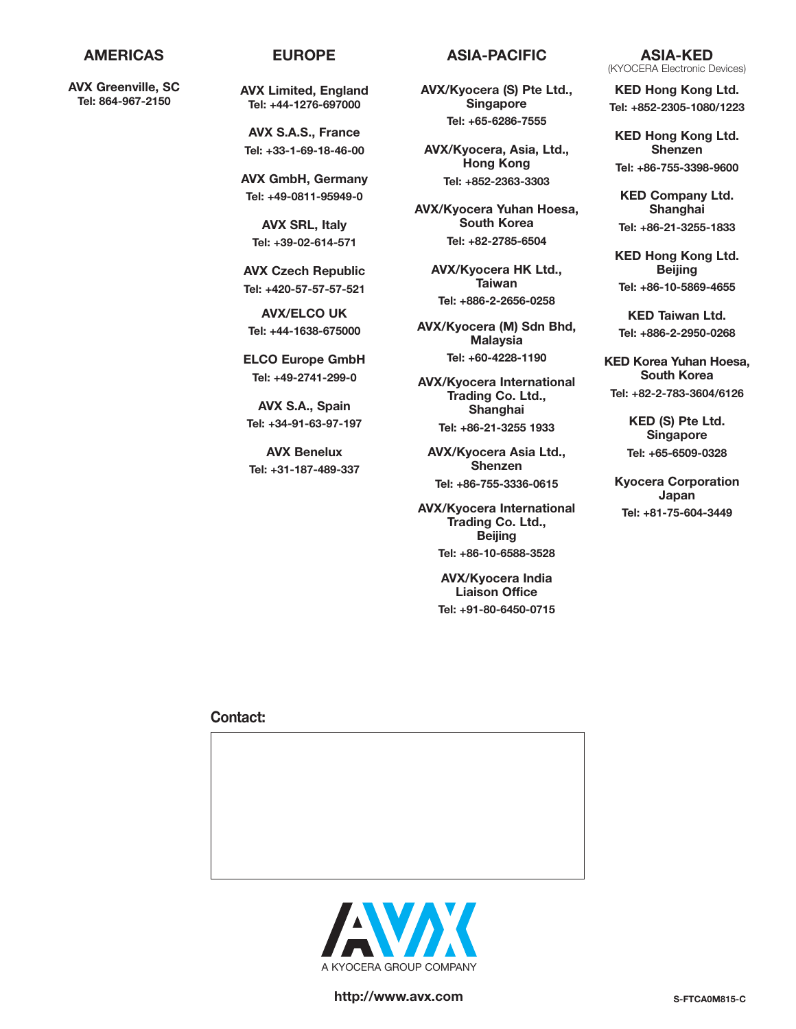## AMERICAS

**AVX Greenville, SC**
Tel: 864-967-2150

## EUROPE

**AVX Limited, England**
Tel: +44-1276-697000

**AVX S.A.S., France**
Tel: +33-1-69-18-46-00

**AVX GmbH, Germany**
Tel: +49-0811-95949-0

**AVX SRL, Italy**
Tel: +39-02-614-571

**AVX Czech Republic**
Tel: +420-57-57-57-521

**AVX/ELCO UK**
Tel: +44-1638-675000

**ELCO Europe GmbH**
Tel: +49-2741-299-0

**AVX S.A., Spain**
Tel: +34-91-63-97-197

**AVX Benelux**
Tel: +31-187-489-337

## ASIA-PACIFIC

**AVX/Kyocera (S) Pte Ltd., Singapore**
Tel: +65-6286-7555

**AVX/Kyocera, Asia, Ltd., Hong Kong**
Tel: +852-2363-3303

**AVX/Kyocera Yuhan Hoesa, South Korea**
Tel: +82-2785-6504

**AVX/Kyocera HK Ltd., Taiwan**
Tel: +886-2-2656-0258

**AVX/Kyocera (M) Sdn Bhd, Malaysia**
Tel: +60-4228-1190

**AVX/Kyocera International Trading Co. Ltd., Shanghai**
Tel: +86-21-3255 1933

**AVX/Kyocera Asia Ltd., Shenzen**
Tel: +86-755-3336-0615

**AVX/Kyocera International Trading Co. Ltd., Beijing**
Tel: +86-10-6588-3528

**AVX/Kyocera India Liaison Office**
Tel: +91-80-6450-0715

## ASIA-KED

(KYOCERA Electronic Devices)

**KED Hong Kong Ltd.**
Tel: +852-2305-1080/1223

**KED Hong Kong Ltd. Shenzen**
Tel: +86-755-3398-9600

**KED Company Ltd. Shanghai**
Tel: +86-21-3255-1833

**KED Hong Kong Ltd. Beijing**
Tel: +86-10-5869-4655

**KED Taiwan Ltd.**
Tel: +886-2-2950-0268

**KED Korea Yuhan Hoesa, South Korea**
Tel: +82-2-783-3604/6126

**KED (S) Pte Ltd. Singapore**
Tel: +65-6509-0328

**Kyocera Corporation Japan**
Tel: +81-75-604-3449

**Contact:**

AVX
A KYOCERA GROUP COMPANY

**http://www.avx.com**

S-FTCA0M815-C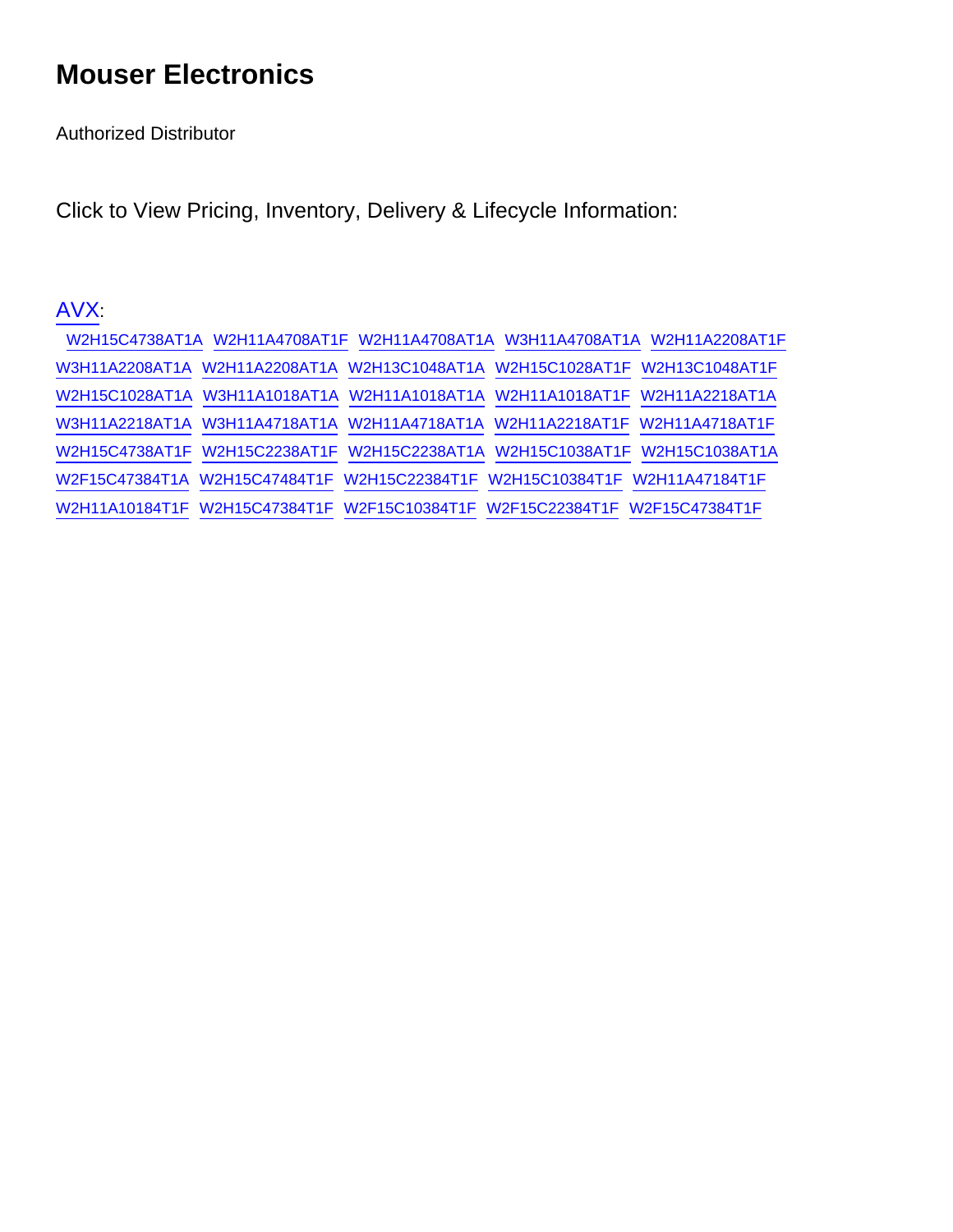# Mouser Electronics

Authorized Distributor

Click to View Pricing, Inventory, Delivery & Lifecycle Information:

AVX:

W2H15C4738AT1A W2H11A4708AT1F W2H11A4708AT1A W3H11A4708AT1A W2H11A2208AT1F W3H11A2208AT1A W2H11A2208AT1A W2H13C1048AT1A W2H15C1028AT1F W2H13C1048AT1F W2H15C1028AT1A W3H11A1018AT1A W2H11A1018AT1A W2H11A1018AT1F W2H11A2218AT1A W3H11A2218AT1A W3H11A4718AT1A W2H11A4718AT1A W2H11A2218AT1F W2H11A4718AT1F W2H15C4738AT1F W2H15C2238AT1F W2H15C2238AT1A W2H15C1038AT1F W2H15C1038AT1A W2F15C47384T1A W2H15C47484T1F W2H15C22384T1F W2H15C10384T1F W2H11A47184T1F W2H11A10184T1F W2H15C47384T1F W2F15C10384T1F W2F15C22384T1F W2F15C47384T1F